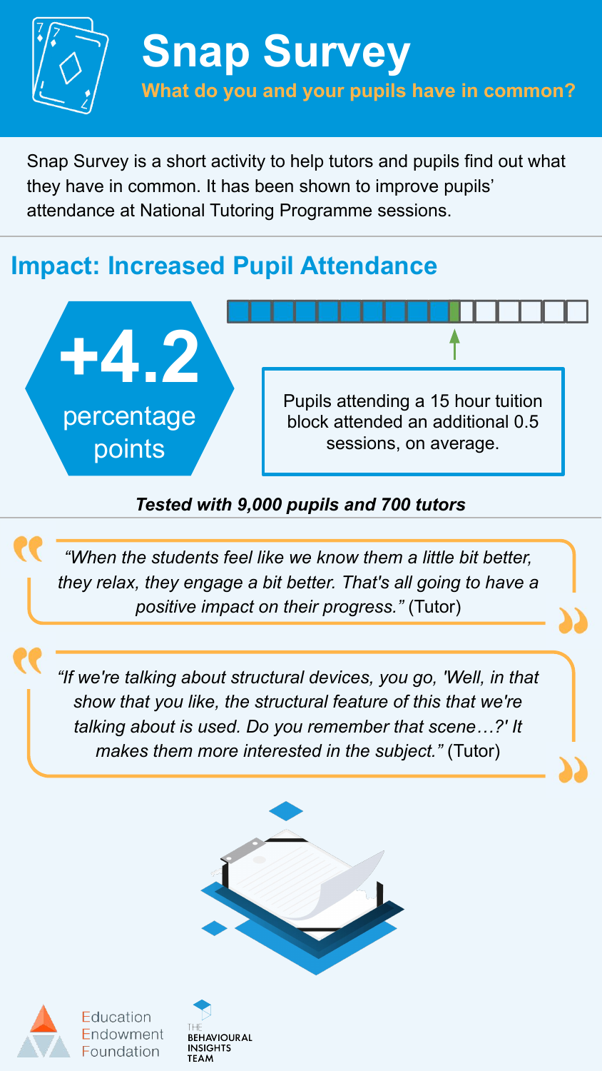# Snap Survey

**What do you and your pupils have in common?**

Snap Survey is a short activity to help tutors and pupils find out what they have in common. It has been shown to improve pupils' attendance at National Tutoring Programme sessions.

## Impact: Increased Pupil Attendance

**+4.2** percentage points

Pupils attending a 15 hour tuition block attended an additional 0.5 sessions, on average.

***Tested with 9,000 pupils and 700 tutors***

> *"When the students feel like we know them a little bit better, they relax, they engage a bit better. That's all going to have a positive impact on their progress."* (Tutor)

> *"If we're talking about structural devices, you go, 'Well, in that show that you like, the structural feature of this that we're talking about is used. Do you remember that scene…?' It makes them more interested in the subject."* (Tutor)

Education Endowment Foundation

The Behavioural Insights Team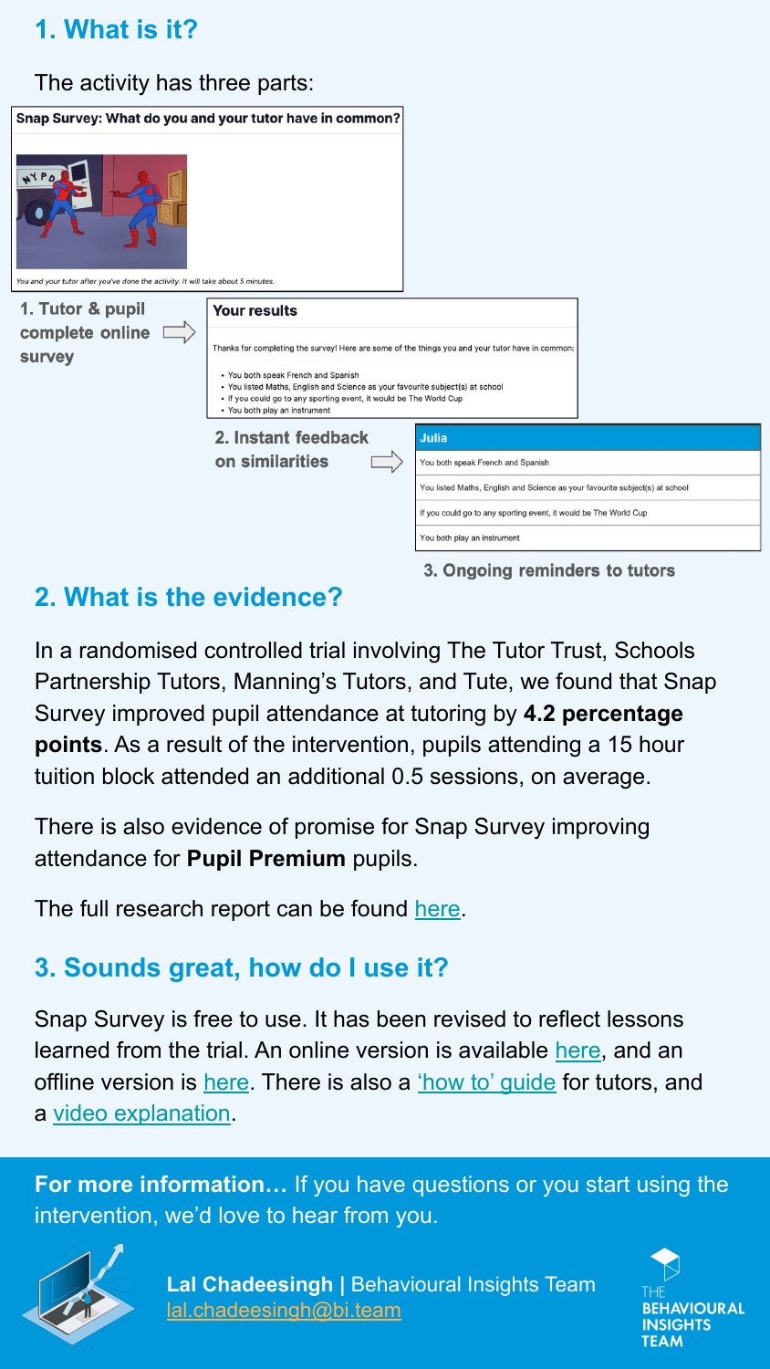## 1. What is it?

The activity has three parts:

**Snap Survey: What do you and your tutor have in common?**

*You and your tutor after you've done the activity. It will take about 5 minutes.*

**1. Tutor & pupil complete online survey**

**Your results**

Thanks for completing the survey! Here are some of the things you and your tutor have in common:

- You both speak French and Spanish
- You listed Maths, English and Science as your favourite subject(s) at school
- If you could go to any sporting event, it would be The World Cup
- You both play an instrument

**2. Instant feedback on similarities**

**Julia**

You both speak French and Spanish

You listed Maths, English and Science as your favourite subject(s) at school

If you could go to any sporting event, it would be The World Cup

You both play an instrument

**3. Ongoing reminders to tutors**

## 2. What is the evidence?

In a randomised controlled trial involving The Tutor Trust, Schools Partnership Tutors, Manning's Tutors, and Tute, we found that Snap Survey improved pupil attendance at tutoring by **4.2 percentage points**. As a result of the intervention, pupils attending a 15 hour tuition block attended an additional 0.5 sessions, on average.

There is also evidence of promise for Snap Survey improving attendance for **Pupil Premium** pupils.

The full research report can be found here.

## 3. Sounds great, how do I use it?

Snap Survey is free to use. It has been revised to reflect lessons learned from the trial. An online version is available here, and an offline version is here. There is also a 'how to' guide for tutors, and a video explanation.

**For more information…** If you have questions or you start using the intervention, we'd love to hear from you.

**Lal Chadeesingh** | Behavioural Insights Team
lal.chadeesingh@bi.team

THE BEHAVIOURAL INSIGHTS TEAM